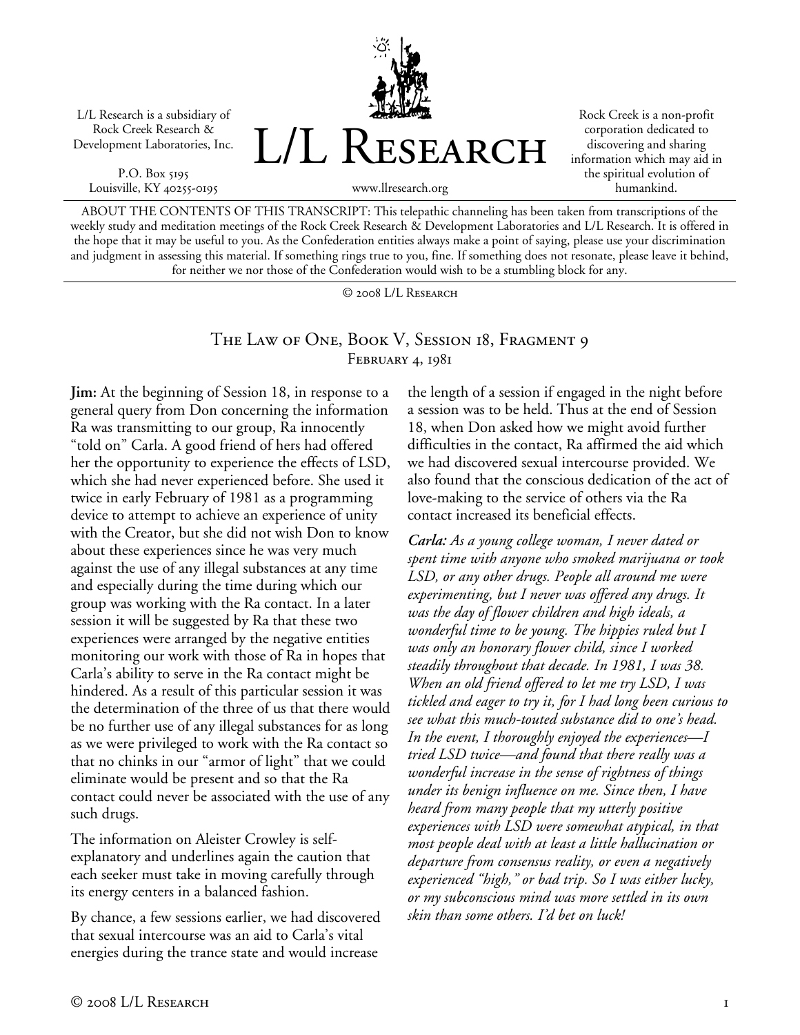L/L Research is a subsidiary of Rock Creek Research & Development Laboratories, Inc.

P.O. Box 5195
Louisville, KY 40255-0195

# L/L Research

www.llresearch.org

Rock Creek is a non-profit corporation dedicated to discovering and sharing information which may aid in the spiritual evolution of humankind.

ABOUT THE CONTENTS OF THIS TRANSCRIPT: This telepathic channeling has been taken from transcriptions of the weekly study and meditation meetings of the Rock Creek Research & Development Laboratories and L/L Research. It is offered in the hope that it may be useful to you. As the Confederation entities always make a point of saying, please use your discrimination and judgment in assessing this material. If something rings true to you, fine. If something does not resonate, please leave it behind, for neither we nor those of the Confederation would wish to be a stumbling block for any.

© 2008 L/L Research

## The Law of One, Book V, Session 18, Fragment 9
February 4, 1981

**Jim:** At the beginning of Session 18, in response to a general query from Don concerning the information Ra was transmitting to our group, Ra innocently "told on" Carla. A good friend of hers had offered her the opportunity to experience the effects of LSD, which she had never experienced before. She used it twice in early February of 1981 as a programming device to attempt to achieve an experience of unity with the Creator, but she did not wish Don to know about these experiences since he was very much against the use of any illegal substances at any time and especially during the time during which our group was working with the Ra contact. In a later session it will be suggested by Ra that these two experiences were arranged by the negative entities monitoring our work with those of Ra in hopes that Carla's ability to serve in the Ra contact might be hindered. As a result of this particular session it was the determination of the three of us that there would be no further use of any illegal substances for as long as we were privileged to work with the Ra contact so that no chinks in our "armor of light" that we could eliminate would be present and so that the Ra contact could never be associated with the use of any such drugs.

The information on Aleister Crowley is self-explanatory and underlines again the caution that each seeker must take in moving carefully through its energy centers in a balanced fashion.

By chance, a few sessions earlier, we had discovered that sexual intercourse was an aid to Carla's vital energies during the trance state and would increase the length of a session if engaged in the night before a session was to be held. Thus at the end of Session 18, when Don asked how we might avoid further difficulties in the contact, Ra affirmed the aid which we had discovered sexual intercourse provided. We also found that the conscious dedication of the act of love-making to the service of others via the Ra contact increased its beneficial effects.

***Carla:*** *As a young college woman, I never dated or spent time with anyone who smoked marijuana or took LSD, or any other drugs. People all around me were experimenting, but I never was offered any drugs. It was the day of flower children and high ideals, a wonderful time to be young. The hippies ruled but I was only an honorary flower child, since I worked steadily throughout that decade. In 1981, I was 38. When an old friend offered to let me try LSD, I was tickled and eager to try it, for I had long been curious to see what this much-touted substance did to one's head. In the event, I thoroughly enjoyed the experiences—I tried LSD twice—and found that there really was a wonderful increase in the sense of rightness of things under its benign influence on me. Since then, I have heard from many people that my utterly positive experiences with LSD were somewhat atypical, in that most people deal with at least a little hallucination or departure from consensus reality, or even a negatively experienced "high," or bad trip. So I was either lucky, or my subconscious mind was more settled in its own skin than some others. I'd bet on luck!*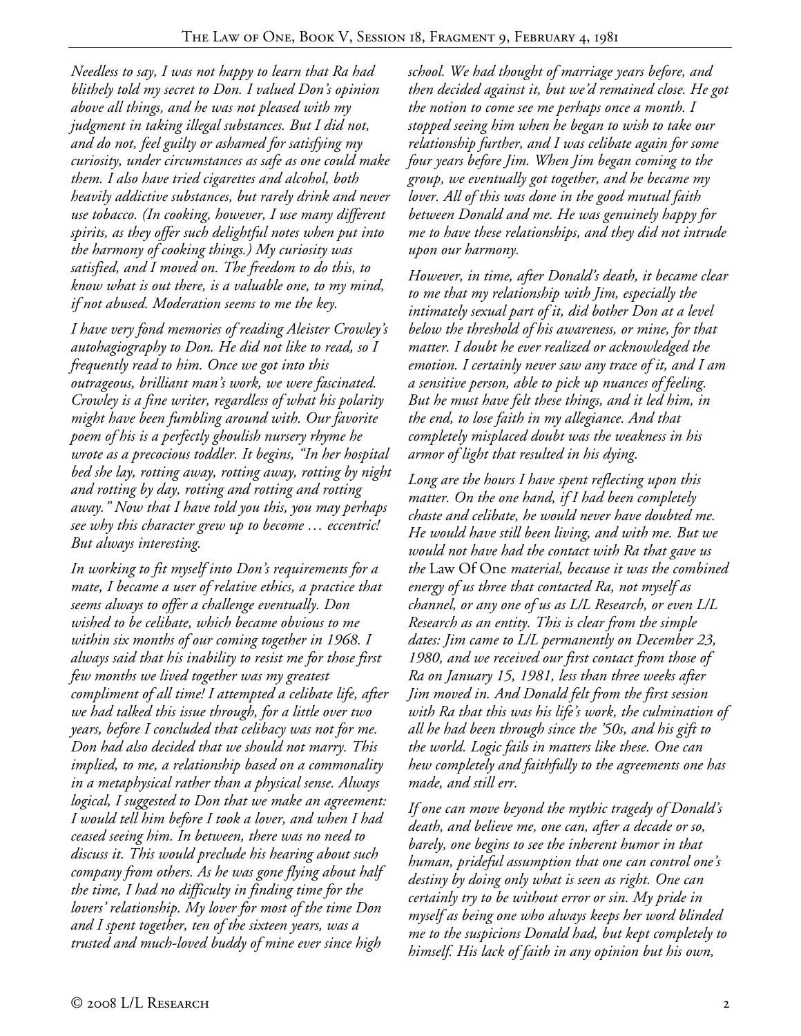*Needless to say, I was not happy to learn that Ra had blithely told my secret to Don. I valued Don's opinion above all things, and he was not pleased with my judgment in taking illegal substances. But I did not, and do not, feel guilty or ashamed for satisfying my curiosity, under circumstances as safe as one could make them. I also have tried cigarettes and alcohol, both heavily addictive substances, but rarely drink and never use tobacco. (In cooking, however, I use many different spirits, as they offer such delightful notes when put into the harmony of cooking things.) My curiosity was satisfied, and I moved on. The freedom to do this, to know what is out there, is a valuable one, to my mind, if not abused. Moderation seems to me the key.*

*I have very fond memories of reading Aleister Crowley's autohagiography to Don. He did not like to read, so I frequently read to him. Once we got into this outrageous, brilliant man's work, we were fascinated. Crowley is a fine writer, regardless of what his polarity might have been fumbling around with. Our favorite poem of his is a perfectly ghoulish nursery rhyme he wrote as a precocious toddler. It begins, "In her hospital bed she lay, rotting away, rotting away, rotting by night and rotting by day, rotting and rotting and rotting away." Now that I have told you this, you may perhaps see why this character grew up to become … eccentric! But always interesting.*

*In working to fit myself into Don's requirements for a mate, I became a user of relative ethics, a practice that seems always to offer a challenge eventually. Don wished to be celibate, which became obvious to me within six months of our coming together in 1968. I always said that his inability to resist me for those first few months we lived together was my greatest compliment of all time! I attempted a celibate life, after we had talked this issue through, for a little over two years, before I concluded that celibacy was not for me. Don had also decided that we should not marry. This implied, to me, a relationship based on a commonality in a metaphysical rather than a physical sense. Always logical, I suggested to Don that we make an agreement: I would tell him before I took a lover, and when I had ceased seeing him. In between, there was no need to discuss it. This would preclude his hearing about such company from others. As he was gone flying about half the time, I had no difficulty in finding time for the lovers' relationship. My lover for most of the time Don and I spent together, ten of the sixteen years, was a trusted and much-loved buddy of mine ever since high school. We had thought of marriage years before, and then decided against it, but we'd remained close. He got the notion to come see me perhaps once a month. I stopped seeing him when he began to wish to take our relationship further, and I was celibate again for some four years before Jim. When Jim began coming to the group, we eventually got together, and he became my lover. All of this was done in the good mutual faith between Donald and me. He was genuinely happy for me to have these relationships, and they did not intrude upon our harmony.*

*However, in time, after Donald's death, it became clear to me that my relationship with Jim, especially the intimately sexual part of it, did bother Don at a level below the threshold of his awareness, or mine, for that matter. I doubt he ever realized or acknowledged the emotion. I certainly never saw any trace of it, and I am a sensitive person, able to pick up nuances of feeling. But he must have felt these things, and it led him, in the end, to lose faith in my allegiance. And that completely misplaced doubt was the weakness in his armor of light that resulted in his dying.*

*Long are the hours I have spent reflecting upon this matter. On the one hand, if I had been completely chaste and celibate, he would never have doubted me. He would have still been living, and with me. But we would not have had the contact with Ra that gave us the* Law Of One *material, because it was the combined energy of us three that contacted Ra, not myself as channel, or any one of us as L/L Research, or even L/L Research as an entity. This is clear from the simple dates: Jim came to L/L permanently on December 23, 1980, and we received our first contact from those of Ra on January 15, 1981, less than three weeks after Jim moved in. And Donald felt from the first session with Ra that this was his life's work, the culmination of all he had been through since the '50s, and his gift to the world. Logic fails in matters like these. One can hew completely and faithfully to the agreements one has made, and still err.*

*If one can move beyond the mythic tragedy of Donald's death, and believe me, one can, after a decade or so, barely, one begins to see the inherent humor in that human, prideful assumption that one can control one's destiny by doing only what is seen as right. One can certainly try to be without error or sin. My pride in myself as being one who always keeps her word blinded me to the suspicions Donald had, but kept completely to himself. His lack of faith in any opinion but his own,*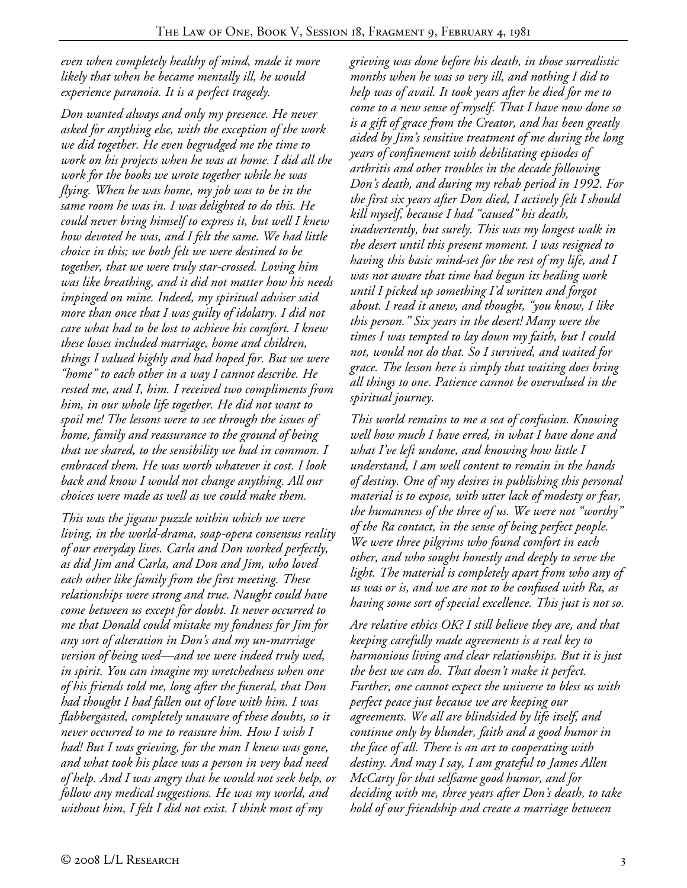*even when completely healthy of mind, made it more likely that when he became mentally ill, he would experience paranoia. It is a perfect tragedy.*

*Don wanted always and only my presence. He never asked for anything else, with the exception of the work we did together. He even begrudged me the time to work on his projects when he was at home. I did all the work for the books we wrote together while he was flying. When he was home, my job was to be in the same room he was in. I was delighted to do this. He could never bring himself to express it, but well I knew how devoted he was, and I felt the same. We had little choice in this; we both felt we were destined to be together, that we were truly star-crossed. Loving him was like breathing, and it did not matter how his needs impinged on mine. Indeed, my spiritual adviser said more than once that I was guilty of idolatry. I did not care what had to be lost to achieve his comfort. I knew these losses included marriage, home and children, things I valued highly and had hoped for. But we were "home" to each other in a way I cannot describe. He rested me, and I, him. I received two compliments from him, in our whole life together. He did not want to spoil me! The lessons were to see through the issues of home, family and reassurance to the ground of being that we shared, to the sensibility we had in common. I embraced them. He was worth whatever it cost. I look back and know I would not change anything. All our choices were made as well as we could make them.*

*This was the jigsaw puzzle within which we were living, in the world-drama, soap-opera consensus reality of our everyday lives. Carla and Don worked perfectly, as did Jim and Carla, and Don and Jim, who loved each other like family from the first meeting. These relationships were strong and true. Naught could have come between us except for doubt. It never occurred to me that Donald could mistake my fondness for Jim for any sort of alteration in Don's and my un-marriage version of being wed—and we were indeed truly wed, in spirit. You can imagine my wretchedness when one of his friends told me, long after the funeral, that Don had thought I had fallen out of love with him. I was flabbergasted, completely unaware of these doubts, so it never occurred to me to reassure him. How I wish I had! But I was grieving, for the man I knew was gone, and what took his place was a person in very bad need of help. And I was angry that he would not seek help, or follow any medical suggestions. He was my world, and without him, I felt I did not exist. I think most of my grieving was done before his death, in those surrealistic months when he was so very ill, and nothing I did to help was of avail. It took years after he died for me to come to a new sense of myself. That I have now done so is a gift of grace from the Creator, and has been greatly aided by Jim's sensitive treatment of me during the long years of confinement with debilitating episodes of arthritis and other troubles in the decade following Don's death, and during my rehab period in 1992. For the first six years after Don died, I actively felt I should kill myself, because I had "caused" his death, inadvertently, but surely. This was my longest walk in the desert until this present moment. I was resigned to having this basic mind-set for the rest of my life, and I was not aware that time had begun its healing work until I picked up something I'd written and forgot about. I read it anew, and thought, "you know, I like this person." Six years in the desert! Many were the times I was tempted to lay down my faith, but I could not, would not do that. So I survived, and waited for grace. The lesson here is simply that waiting does bring all things to one. Patience cannot be overvalued in the spiritual journey.*

*This world remains to me a sea of confusion. Knowing well how much I have erred, in what I have done and what I've left undone, and knowing how little I understand, I am well content to remain in the hands of destiny. One of my desires in publishing this personal material is to expose, with utter lack of modesty or fear, the humanness of the three of us. We were not "worthy" of the Ra contact, in the sense of being perfect people. We were three pilgrims who found comfort in each other, and who sought honestly and deeply to serve the light. The material is completely apart from who any of us was or is, and we are not to be confused with Ra, as having some sort of special excellence. This just is not so.*

*Are relative ethics OK? I still believe they are, and that keeping carefully made agreements is a real key to harmonious living and clear relationships. But it is just the best we can do. That doesn't make it perfect. Further, one cannot expect the universe to bless us with perfect peace just because we are keeping our agreements. We all are blindsided by life itself, and continue only by blunder, faith and a good humor in the face of all. There is an art to cooperating with destiny. And may I say, I am grateful to James Allen McCarty for that selfsame good humor, and for deciding with me, three years after Don's death, to take hold of our friendship and create a marriage between*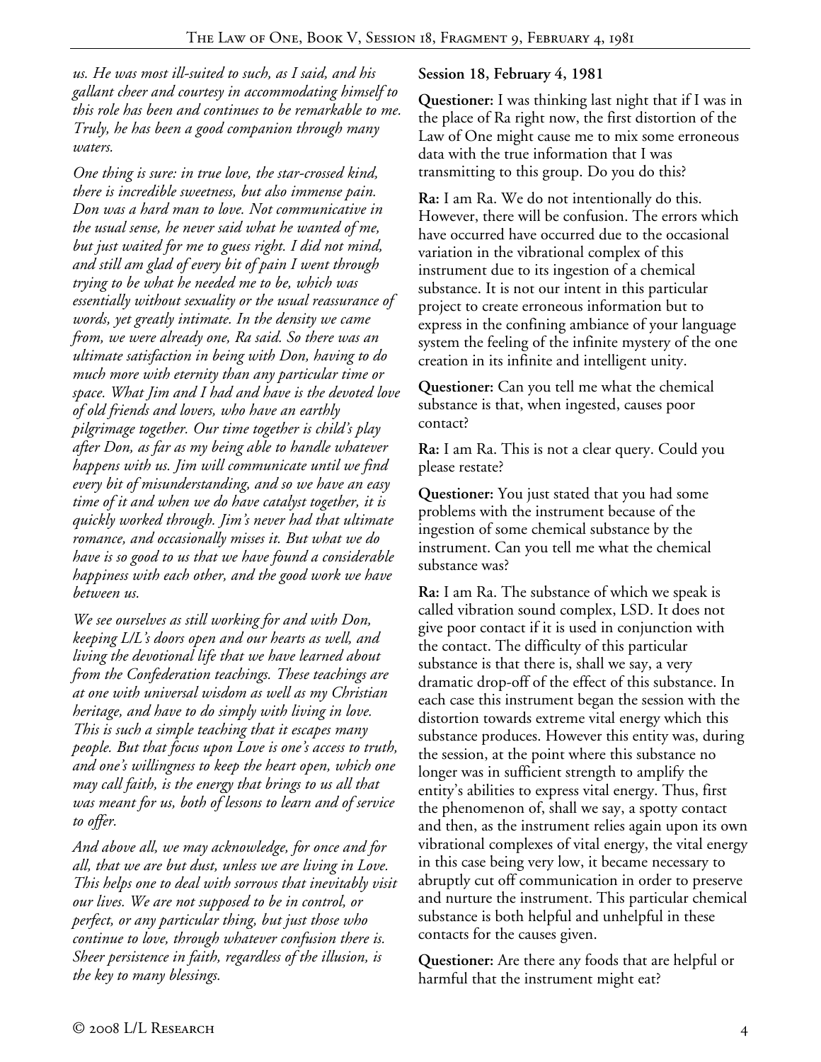*us. He was most ill-suited to such, as I said, and his gallant cheer and courtesy in accommodating himself to this role has been and continues to be remarkable to me. Truly, he has been a good companion through many waters.*

*One thing is sure: in true love, the star-crossed kind, there is incredible sweetness, but also immense pain. Don was a hard man to love. Not communicative in the usual sense, he never said what he wanted of me, but just waited for me to guess right. I did not mind, and still am glad of every bit of pain I went through trying to be what he needed me to be, which was essentially without sexuality or the usual reassurance of words, yet greatly intimate. In the density we came from, we were already one, Ra said. So there was an ultimate satisfaction in being with Don, having to do much more with eternity than any particular time or space. What Jim and I had and have is the devoted love of old friends and lovers, who have an earthly pilgrimage together. Our time together is child's play after Don, as far as my being able to handle whatever happens with us. Jim will communicate until we find every bit of misunderstanding, and so we have an easy time of it and when we do have catalyst together, it is quickly worked through. Jim's never had that ultimate romance, and occasionally misses it. But what we do have is so good to us that we have found a considerable happiness with each other, and the good work we have between us.*

*We see ourselves as still working for and with Don, keeping L/L's doors open and our hearts as well, and living the devotional life that we have learned about from the Confederation teachings. These teachings are at one with universal wisdom as well as my Christian heritage, and have to do simply with living in love. This is such a simple teaching that it escapes many people. But that focus upon Love is one's access to truth, and one's willingness to keep the heart open, which one may call faith, is the energy that brings to us all that was meant for us, both of lessons to learn and of service to offer.*

*And above all, we may acknowledge, for once and for all, that we are but dust, unless we are living in Love. This helps one to deal with sorrows that inevitably visit our lives. We are not supposed to be in control, or perfect, or any particular thing, but just those who continue to love, through whatever confusion there is. Sheer persistence in faith, regardless of the illusion, is the key to many blessings.*

**Session 18, February 4, 1981**

**Questioner:** I was thinking last night that if I was in the place of Ra right now, the first distortion of the Law of One might cause me to mix some erroneous data with the true information that I was transmitting to this group. Do you do this?

**Ra:** I am Ra. We do not intentionally do this. However, there will be confusion. The errors which have occurred have occurred due to the occasional variation in the vibrational complex of this instrument due to its ingestion of a chemical substance. It is not our intent in this particular project to create erroneous information but to express in the confining ambiance of your language system the feeling of the infinite mystery of the one creation in its infinite and intelligent unity.

**Questioner:** Can you tell me what the chemical substance is that, when ingested, causes poor contact?

**Ra:** I am Ra. This is not a clear query. Could you please restate?

**Questioner:** You just stated that you had some problems with the instrument because of the ingestion of some chemical substance by the instrument. Can you tell me what the chemical substance was?

**Ra:** I am Ra. The substance of which we speak is called vibration sound complex, LSD. It does not give poor contact if it is used in conjunction with the contact. The difficulty of this particular substance is that there is, shall we say, a very dramatic drop-off of the effect of this substance. In each case this instrument began the session with the distortion towards extreme vital energy which this substance produces. However this entity was, during the session, at the point where this substance no longer was in sufficient strength to amplify the entity's abilities to express vital energy. Thus, first the phenomenon of, shall we say, a spotty contact and then, as the instrument relies again upon its own vibrational complexes of vital energy, the vital energy in this case being very low, it became necessary to abruptly cut off communication in order to preserve and nurture the instrument. This particular chemical substance is both helpful and unhelpful in these contacts for the causes given.

**Questioner:** Are there any foods that are helpful or harmful that the instrument might eat?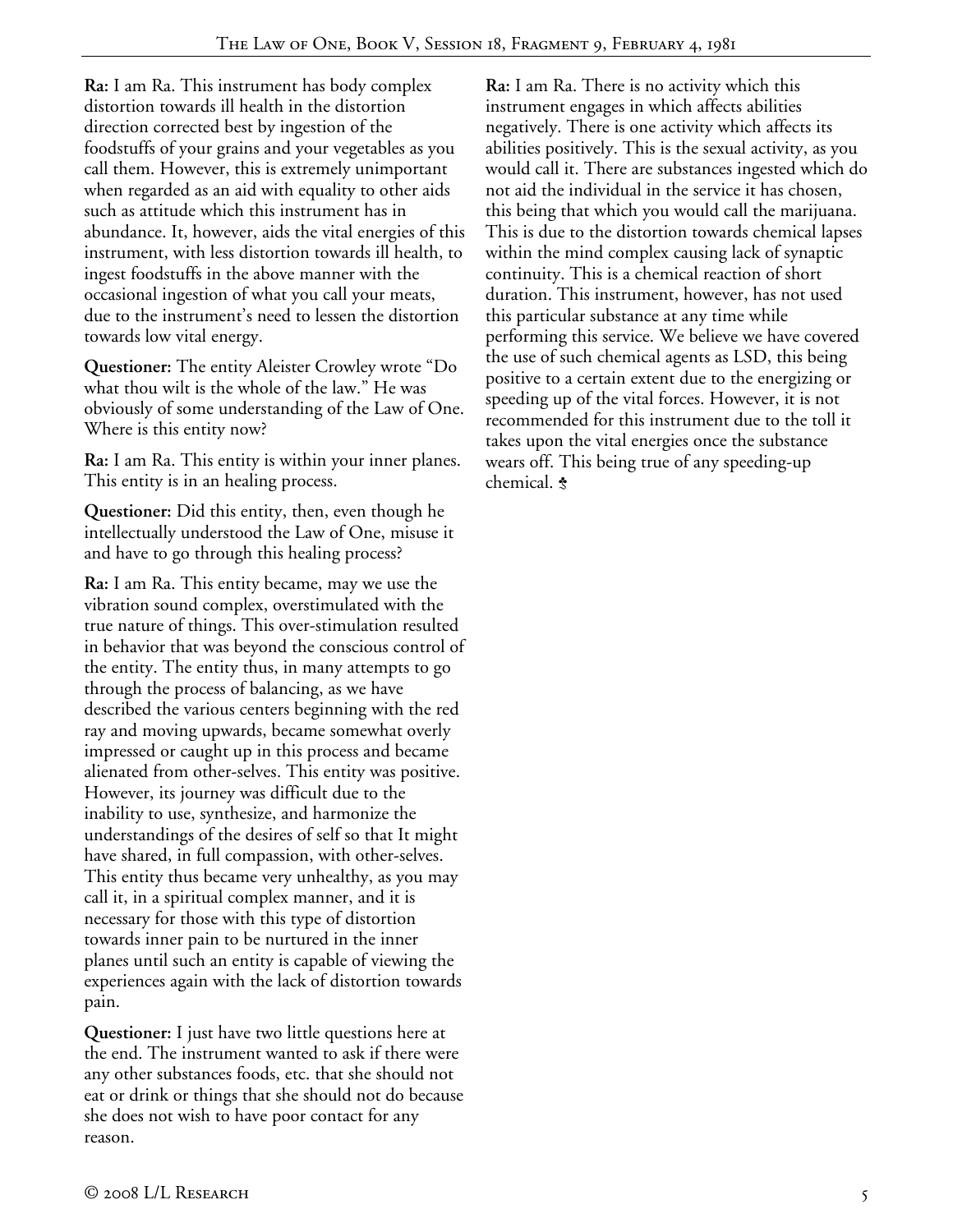**Ra:** I am Ra. This instrument has body complex distortion towards ill health in the distortion direction corrected best by ingestion of the foodstuffs of your grains and your vegetables as you call them. However, this is extremely unimportant when regarded as an aid with equality to other aids such as attitude which this instrument has in abundance. It, however, aids the vital energies of this instrument, with less distortion towards ill health, to ingest foodstuffs in the above manner with the occasional ingestion of what you call your meats, due to the instrument's need to lessen the distortion towards low vital energy.

**Questioner:** The entity Aleister Crowley wrote "Do what thou wilt is the whole of the law." He was obviously of some understanding of the Law of One. Where is this entity now?

**Ra:** I am Ra. This entity is within your inner planes. This entity is in an healing process.

**Questioner:** Did this entity, then, even though he intellectually understood the Law of One, misuse it and have to go through this healing process?

**Ra:** I am Ra. This entity became, may we use the vibration sound complex, overstimulated with the true nature of things. This over-stimulation resulted in behavior that was beyond the conscious control of the entity. The entity thus, in many attempts to go through the process of balancing, as we have described the various centers beginning with the red ray and moving upwards, became somewhat overly impressed or caught up in this process and became alienated from other-selves. This entity was positive. However, its journey was difficult due to the inability to use, synthesize, and harmonize the understandings of the desires of self so that It might have shared, in full compassion, with other-selves. This entity thus became very unhealthy, as you may call it, in a spiritual complex manner, and it is necessary for those with this type of distortion towards inner pain to be nurtured in the inner planes until such an entity is capable of viewing the experiences again with the lack of distortion towards pain.

**Questioner:** I just have two little questions here at the end. The instrument wanted to ask if there were any other substances foods, etc. that she should not eat or drink or things that she should not do because she does not wish to have poor contact for any reason.

**Ra:** I am Ra. There is no activity which this instrument engages in which affects abilities negatively. There is one activity which affects its abilities positively. This is the sexual activity, as you would call it. There are substances ingested which do not aid the individual in the service it has chosen, this being that which you would call the marijuana. This is due to the distortion towards chemical lapses within the mind complex causing lack of synaptic continuity. This is a chemical reaction of short duration. This instrument, however, has not used this particular substance at any time while performing this service. We believe we have covered the use of such chemical agents as LSD, this being positive to a certain extent due to the energizing or speeding up of the vital forces. However, it is not recommended for this instrument due to the toll it takes upon the vital energies once the substance wears off. This being true of any speeding-up chemical. ♣